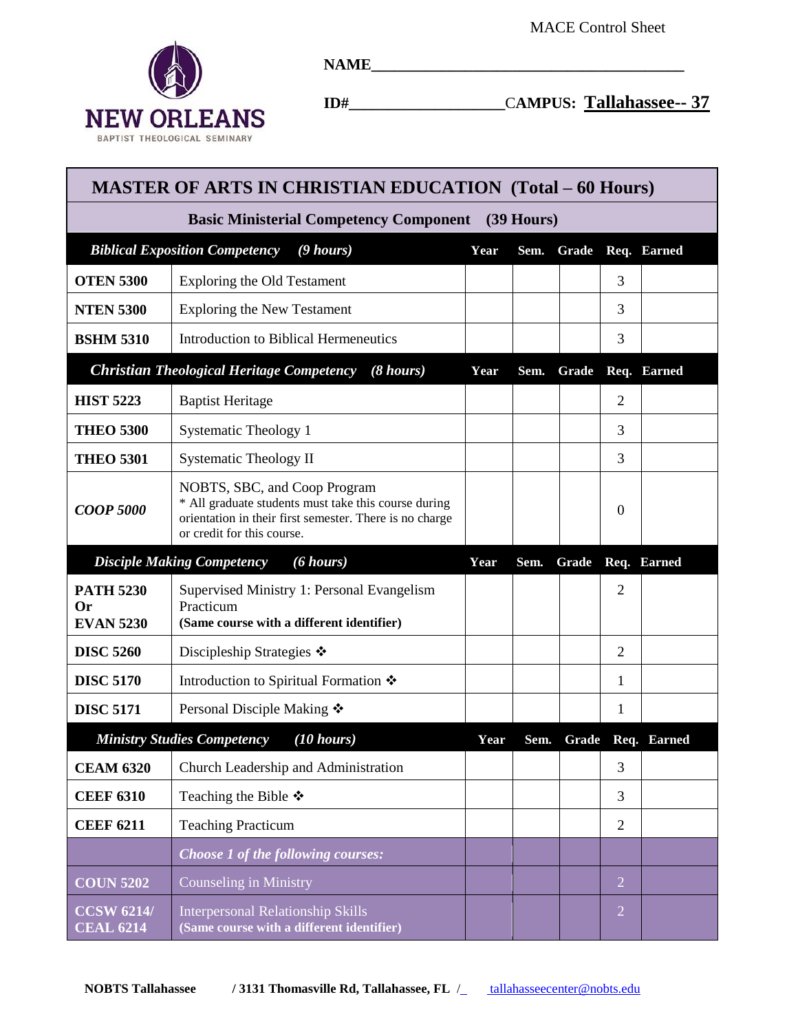MACE Control Sheet

NEW ORLEANS BAPTIST THEOLOGICAL SEMINARY

**NAME**\_\_\_\_\_\_\_\_\_\_\_\_\_\_\_\_\_\_\_\_\_\_\_\_\_\_\_\_\_\_\_\_\_\_\_\_\_\_\_\_

**ID#**\_\_\_\_\_\_\_\_\_\_\_\_\_\_\_\_\_\_\_\_ **CAMPUS: Tallahassee-- 37**

## MASTER OF ARTS IN CHRISTIAN EDUCATION (Total – 60 Hours)

### Basic Ministerial Competency Component (39 Hours)

| ***Biblical Exposition Competency (9 hours)*** | | Year | Sem. | Grade | Req. | Earned |
|---|---|---|---|---|---|---|
| **OTEN 5300** | Exploring the Old Testament | | | | 3 | |
| **NTEN 5300** | Exploring the New Testament | | | | 3 | |
| **BSHM 5310** | Introduction to Biblical Hermeneutics | | | | 3 | |
| ***Christian Theological Heritage Competency (8 hours)*** | | **Year** | **Sem.** | **Grade** | **Req.** | **Earned** |
| **HIST 5223** | Baptist Heritage | | | | 2 | |
| **THEO 5300** | Systematic Theology 1 | | | | 3 | |
| **THEO 5301** | Systematic Theology II | | | | 3 | |
| ***COOP 5000*** | NOBTS, SBC, and Coop Program<br>* All graduate students must take this course during orientation in their first semester. There is no charge or credit for this course. | | | | 0 | |
| ***Disciple Making Competency (6 hours)*** | | **Year** | **Sem.** | **Grade** | **Req.** | **Earned** |
| **PATH 5230 Or EVAN 5230** | Supervised Ministry 1: Personal Evangelism Practicum<br>**(Same course with a different identifier)** | | | | 2 | |
| **DISC 5260** | Discipleship Strategies ❖ | | | | 2 | |
| **DISC 5170** | Introduction to Spiritual Formation ❖ | | | | 1 | |
| **DISC 5171** | Personal Disciple Making ❖ | | | | 1 | |
| ***Ministry Studies Competency (10 hours)*** | | **Year** | **Sem.** | **Grade** | **Req.** | **Earned** |
| **CEAM 6320** | Church Leadership and Administration | | | | 3 | |
| **CEEF 6310** | Teaching the Bible ❖ | | | | 3 | |
| **CEEF 6211** | Teaching Practicum | | | | 2 | |
| | ***Choose 1 of the following courses:*** | | | | | |
| **COUN 5202** | Counseling in Ministry | | | | 2 | |
| **CCSW 6214/ CEAL 6214** | Interpersonal Relationship Skills<br>**(Same course with a different identifier)** | | | | 2 | |

**NOBTS Tallahassee / 3131 Thomasville Rd, Tallahassee, FL /** tallahasseecenter@nobts.edu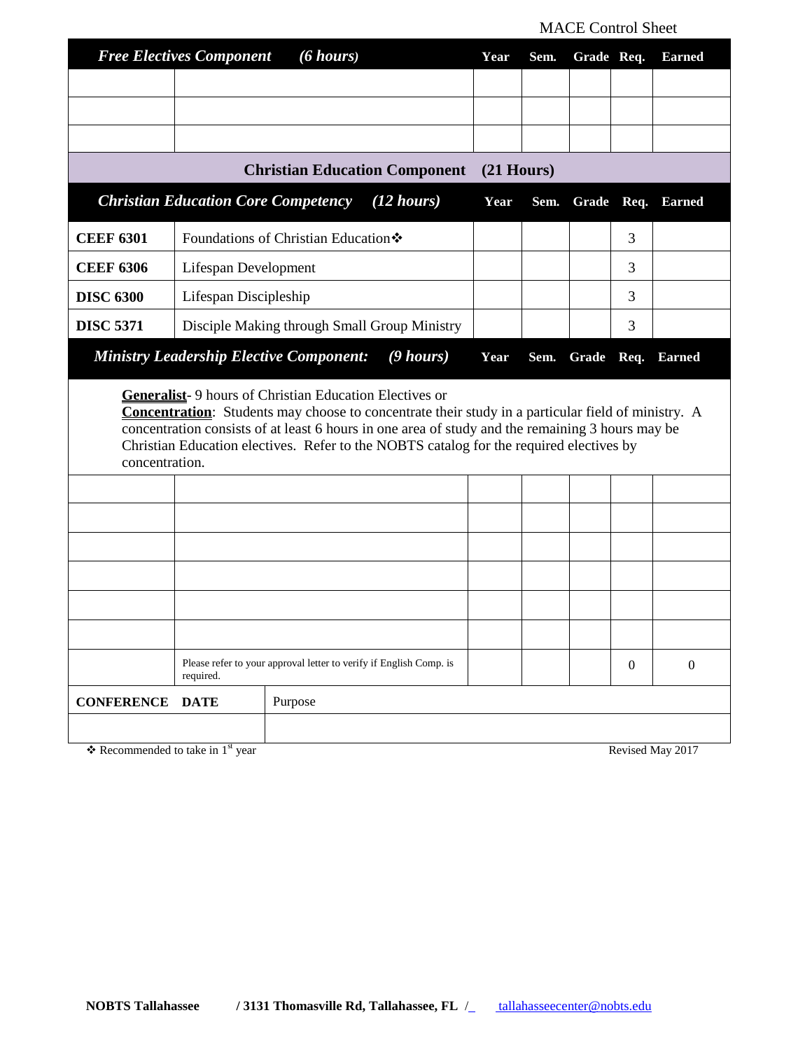MACE Control Sheet

| *Free Electives Component* | *(6 hours)* | Year | Sem. | Grade | Req. | Earned |
|---|---|---|---|---|---|---|
| | | | | | | |
| | | | | | | |
| | | | | | | |

**Christian Education Component (21 Hours)**

| *Christian Education Core Competency* | *(12 hours)* | Year | Sem. | Grade | Req. | Earned |
|---|---|---|---|---|---|---|
| **CEEF 6301** | Foundations of Christian Education❖ | | | | 3 | |
| **CEEF 6306** | Lifespan Development | | | | 3 | |
| **DISC 6300** | Lifespan Discipleship | | | | 3 | |
| **DISC 5371** | Disciple Making through Small Group Ministry | | | | 3 | |

| *Ministry Leadership Elective Component:* | *(9 hours)* | Year | Sem. | Grade | Req. | Earned |
|---|---|---|---|---|---|---|
| | | | | | | |
| | | | | | | |
| | | | | | | |
| | | | | | | |
| | | | | | | |
| | | | | | | |
| | Please refer to your approval letter to verify if English Comp. is required. | | | | 0 | 0 |

**Generalist**- 9 hours of Christian Education Electives or
**Concentration**: Students may choose to concentrate their study in a particular field of ministry. A concentration consists of at least 6 hours in one area of study and the remaining 3 hours may be Christian Education electives. Refer to the NOBTS catalog for the required electives by concentration.

| **CONFERENCE DATE** | Purpose |
|---|---|
| | |

❖ Recommended to take in 1st year

Revised May 2017

**NOBTS Tallahassee / 3131 Thomasville Rd, Tallahassee, FL /** tallahasseecenter@nobts.edu